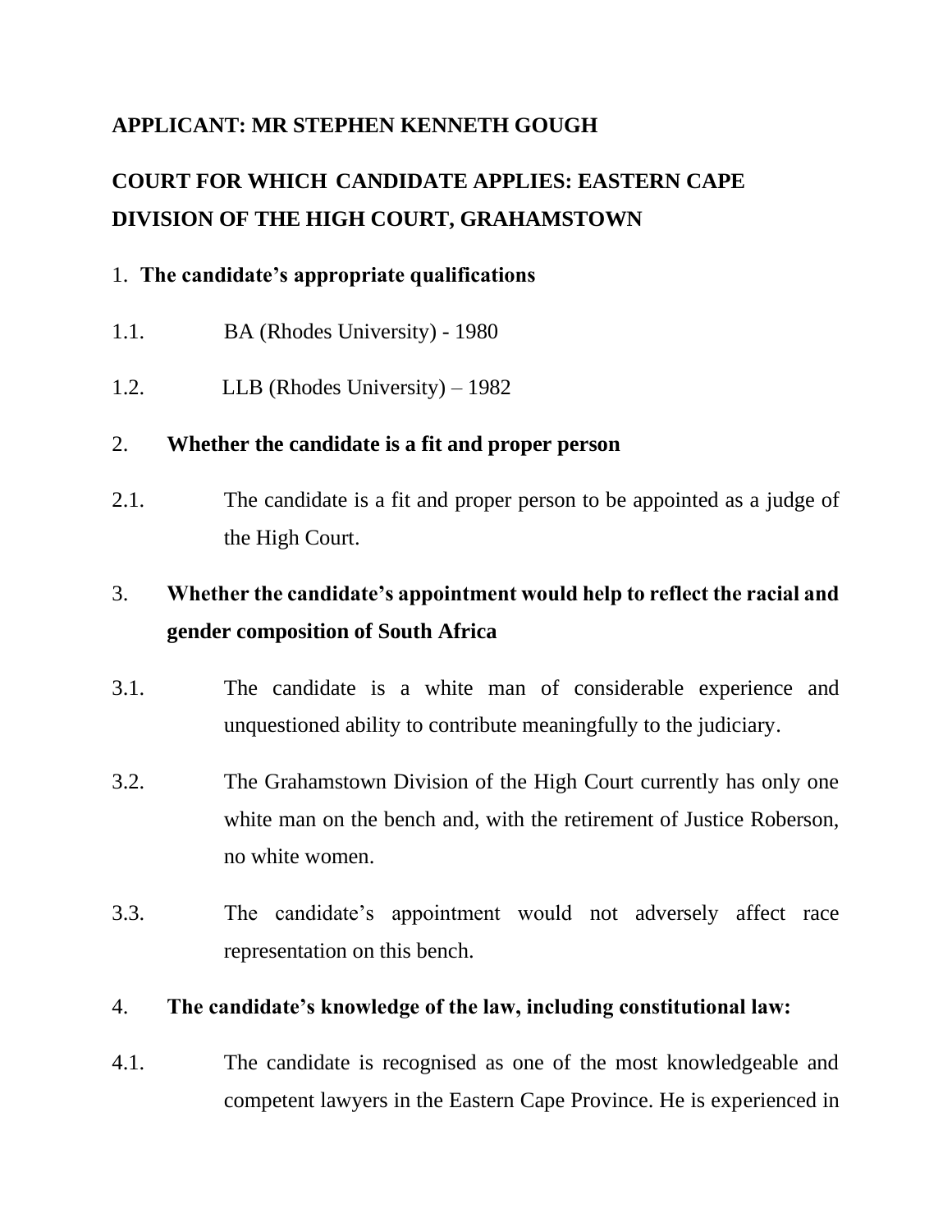**APPLICANT: MR STEPHEN KENNETH GOUGH**

**COURT FOR WHICH CANDIDATE APPLIES: EASTERN CAPE DIVISION OF THE HIGH COURT, GRAHAMSTOWN**

1. **The candidate's appropriate qualifications**

1.1. BA (Rhodes University) - 1980

1.2. LLB (Rhodes University) – 1982

2. **Whether the candidate is a fit and proper person**

2.1. The candidate is a fit and proper person to be appointed as a judge of the High Court.

3. **Whether the candidate's appointment would help to reflect the racial and gender composition of South Africa**

3.1. The candidate is a white man of considerable experience and unquestioned ability to contribute meaningfully to the judiciary.

3.2. The Grahamstown Division of the High Court currently has only one white man on the bench and, with the retirement of Justice Roberson, no white women.

3.3. The candidate's appointment would not adversely affect race representation on this bench.

4. **The candidate's knowledge of the law, including constitutional law:**

4.1. The candidate is recognised as one of the most knowledgeable and competent lawyers in the Eastern Cape Province. He is experienced in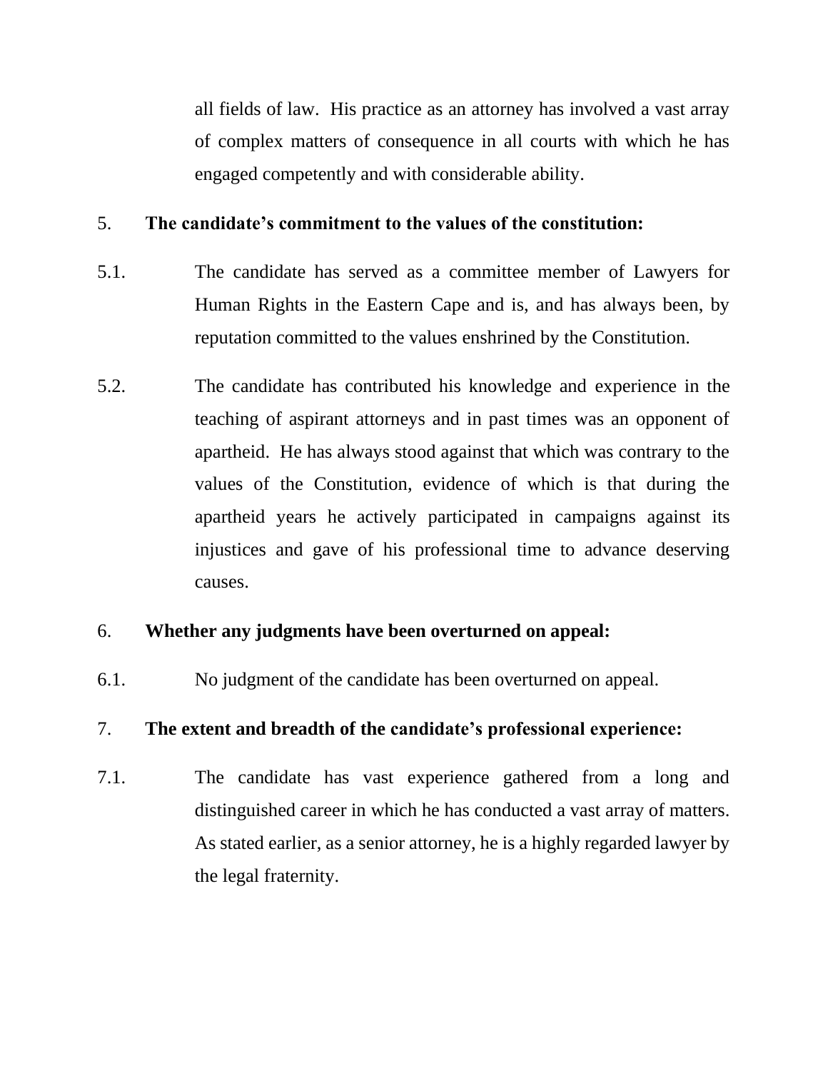all fields of law. His practice as an attorney has involved a vast array of complex matters of consequence in all courts with which he has engaged competently and with considerable ability.

5. **The candidate's commitment to the values of the constitution:**

5.1. The candidate has served as a committee member of Lawyers for Human Rights in the Eastern Cape and is, and has always been, by reputation committed to the values enshrined by the Constitution.

5.2. The candidate has contributed his knowledge and experience in the teaching of aspirant attorneys and in past times was an opponent of apartheid. He has always stood against that which was contrary to the values of the Constitution, evidence of which is that during the apartheid years he actively participated in campaigns against its injustices and gave of his professional time to advance deserving causes.

6. **Whether any judgments have been overturned on appeal:**

6.1. No judgment of the candidate has been overturned on appeal.

7. **The extent and breadth of the candidate's professional experience:**

7.1. The candidate has vast experience gathered from a long and distinguished career in which he has conducted a vast array of matters. As stated earlier, as a senior attorney, he is a highly regarded lawyer by the legal fraternity.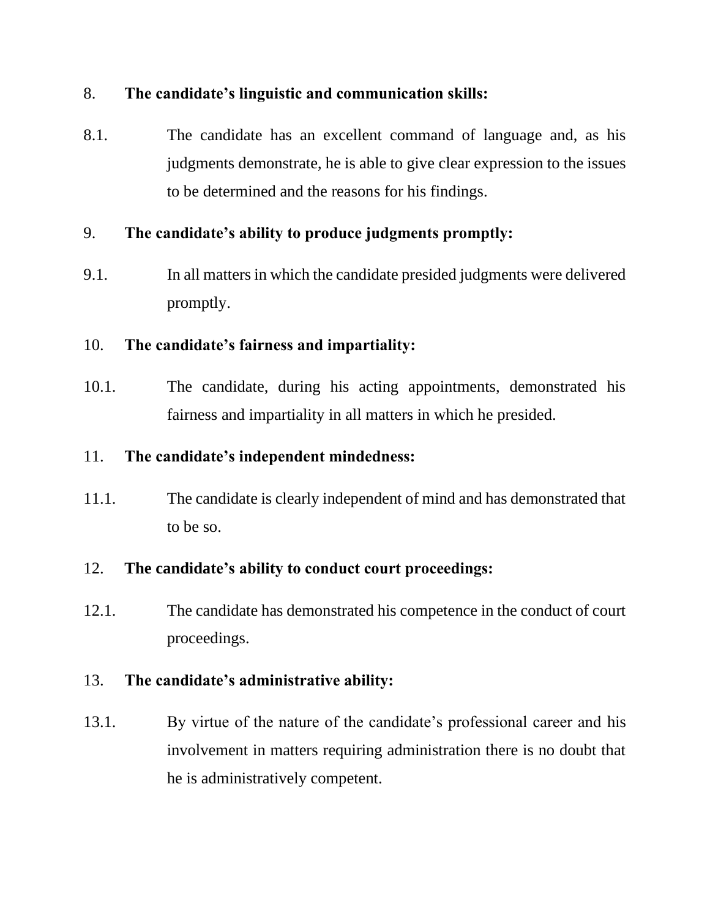8. **The candidate's linguistic and communication skills:**

8.1. The candidate has an excellent command of language and, as his judgments demonstrate, he is able to give clear expression to the issues to be determined and the reasons for his findings.

9. **The candidate's ability to produce judgments promptly:**

9.1. In all matters in which the candidate presided judgments were delivered promptly.

10. **The candidate's fairness and impartiality:**

10.1. The candidate, during his acting appointments, demonstrated his fairness and impartiality in all matters in which he presided.

11. **The candidate's independent mindedness:**

11.1. The candidate is clearly independent of mind and has demonstrated that to be so.

12. **The candidate's ability to conduct court proceedings:**

12.1. The candidate has demonstrated his competence in the conduct of court proceedings.

13. **The candidate's administrative ability:**

13.1. By virtue of the nature of the candidate's professional career and his involvement in matters requiring administration there is no doubt that he is administratively competent.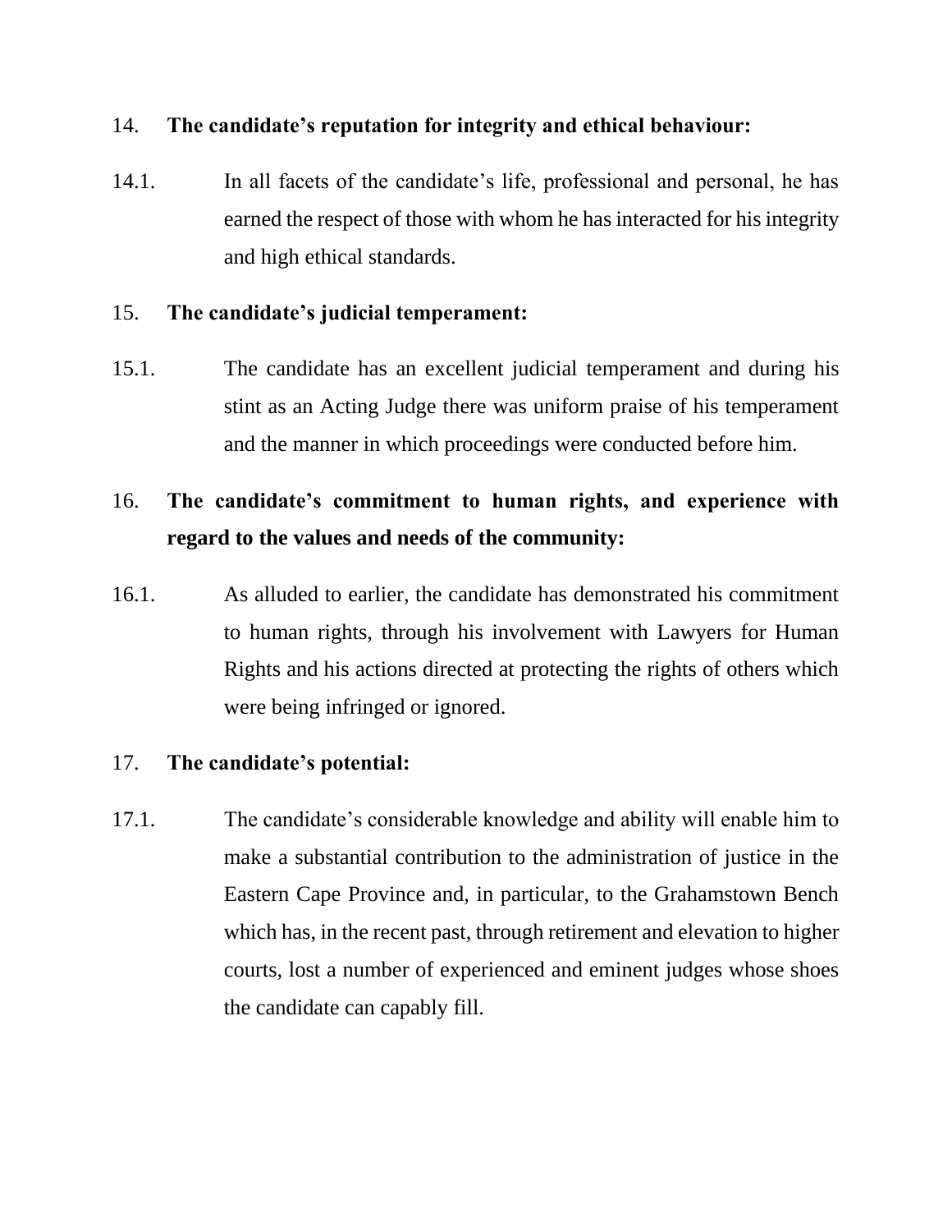14. **The candidate's reputation for integrity and ethical behaviour:**

14.1. In all facets of the candidate's life, professional and personal, he has earned the respect of those with whom he has interacted for his integrity and high ethical standards.

15. **The candidate's judicial temperament:**

15.1. The candidate has an excellent judicial temperament and during his stint as an Acting Judge there was uniform praise of his temperament and the manner in which proceedings were conducted before him.

16. **The candidate's commitment to human rights, and experience with regard to the values and needs of the community:**

16.1. As alluded to earlier, the candidate has demonstrated his commitment to human rights, through his involvement with Lawyers for Human Rights and his actions directed at protecting the rights of others which were being infringed or ignored.

17. **The candidate's potential:**

17.1. The candidate's considerable knowledge and ability will enable him to make a substantial contribution to the administration of justice in the Eastern Cape Province and, in particular, to the Grahamstown Bench which has, in the recent past, through retirement and elevation to higher courts, lost a number of experienced and eminent judges whose shoes the candidate can capably fill.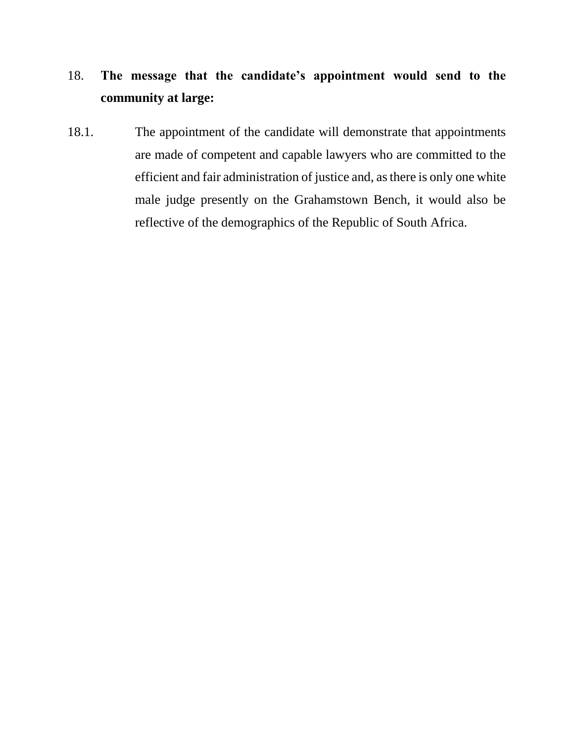18. **The message that the candidate's appointment would send to the community at large:**

18.1. The appointment of the candidate will demonstrate that appointments are made of competent and capable lawyers who are committed to the efficient and fair administration of justice and, as there is only one white male judge presently on the Grahamstown Bench, it would also be reflective of the demographics of the Republic of South Africa.